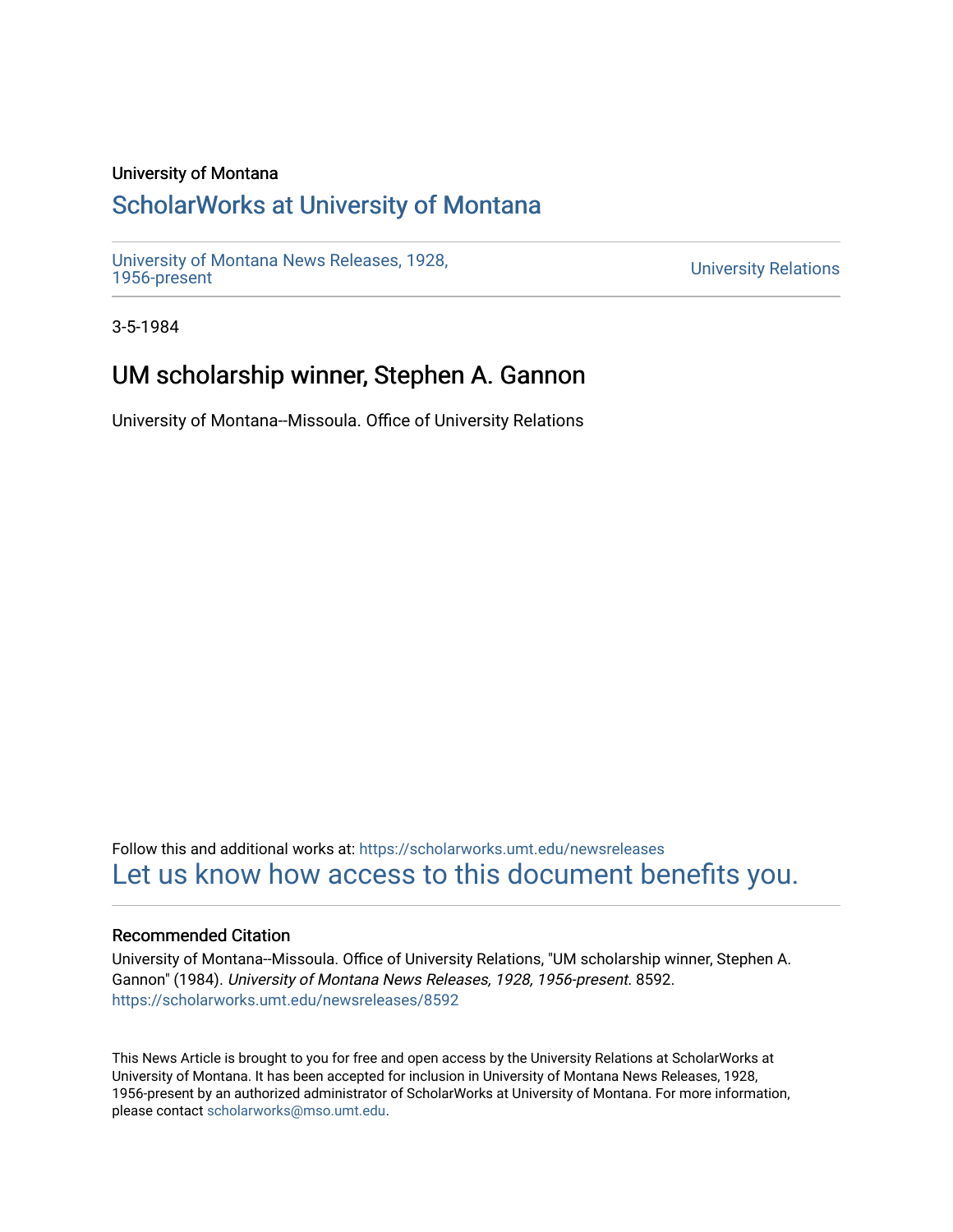University of Montana

# ScholarWorks at University of Montana

University of Montana News Releases, 1928, 1956-present

University Relations

3-5-1984

## UM scholarship winner, Stephen A. Gannon

University of Montana--Missoula. Office of University Relations

Follow this and additional works at: https://scholarworks.umt.edu/newsreleases

Let us know how access to this document benefits you.

### Recommended Citation

University of Montana--Missoula. Office of University Relations, "UM scholarship winner, Stephen A. Gannon" (1984). *University of Montana News Releases, 1928, 1956-present.* 8592.
https://scholarworks.umt.edu/newsreleases/8592

This News Article is brought to you for free and open access by the University Relations at ScholarWorks at University of Montana. It has been accepted for inclusion in University of Montana News Releases, 1928, 1956-present by an authorized administrator of ScholarWorks at University of Montana. For more information, please contact scholarworks@mso.umt.edu.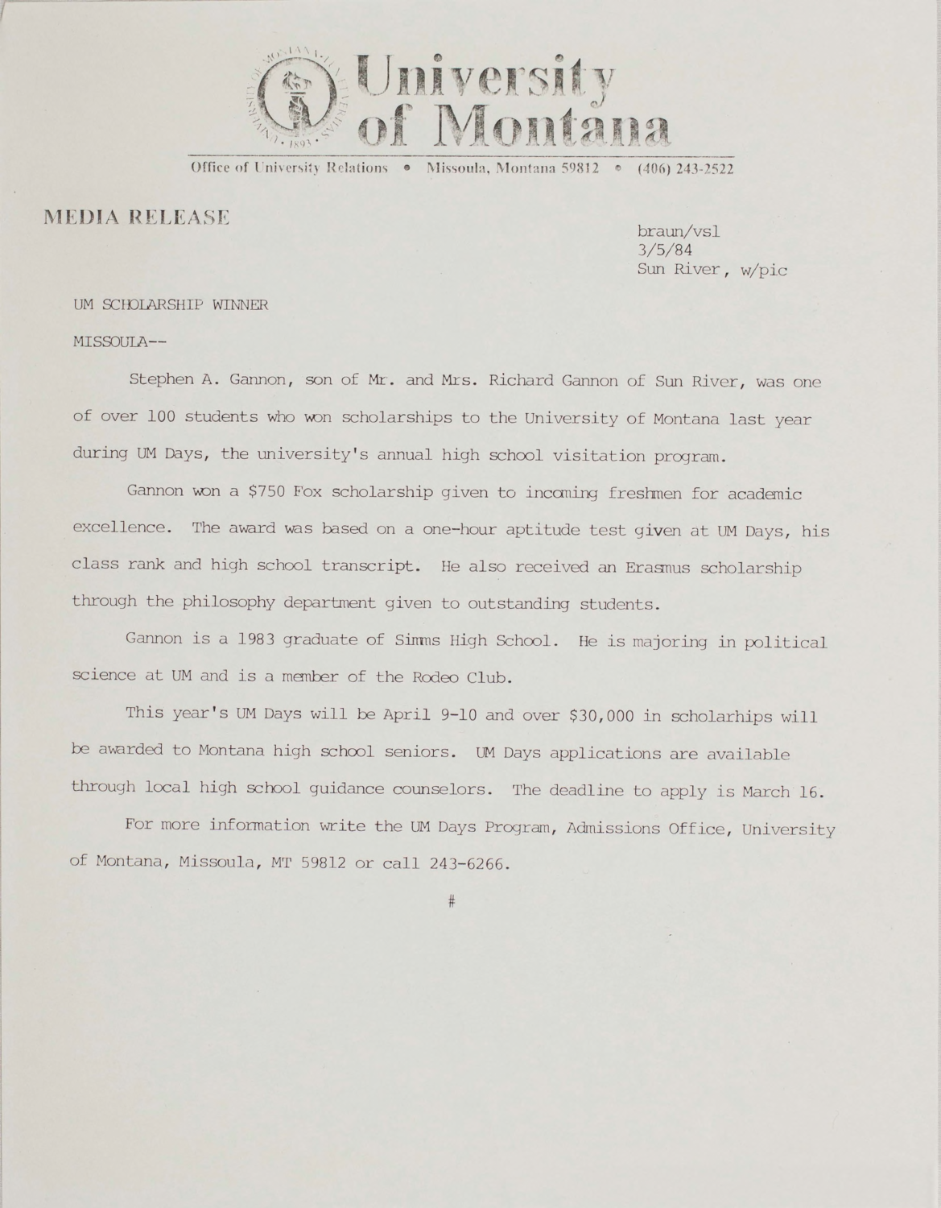# University of Montana

Office of University Relations • Missoula, Montana 59812 • (406) 243-2522

## MEDIA RELEASE

braun/vsl
3/5/84
Sun River, w/pic

UM SCHOLARSHIP WINNER

MISSOULA--

Stephen A. Gannon, son of Mr. and Mrs. Richard Gannon of Sun River, was one of over 100 students who won scholarships to the University of Montana last year during UM Days, the university's annual high school visitation program.

Gannon won a $750 Fox scholarship given to incoming freshmen for academic excellence. The award was based on a one-hour aptitude test given at UM Days, his class rank and high school transcript. He also received an Erasmus scholarship through the philosophy department given to outstanding students.

Gannon is a 1983 graduate of Simms High School. He is majoring in political science at UM and is a member of the Rodeo Club.

This year's UM Days will be April 9-10 and over $30,000 in scholarhips will be awarded to Montana high school seniors. UM Days applications are available through local high school guidance counselors. The deadline to apply is March 16.

For more information write the UM Days Program, Admissions Office, University of Montana, Missoula, MT 59812 or call 243-6266.

#